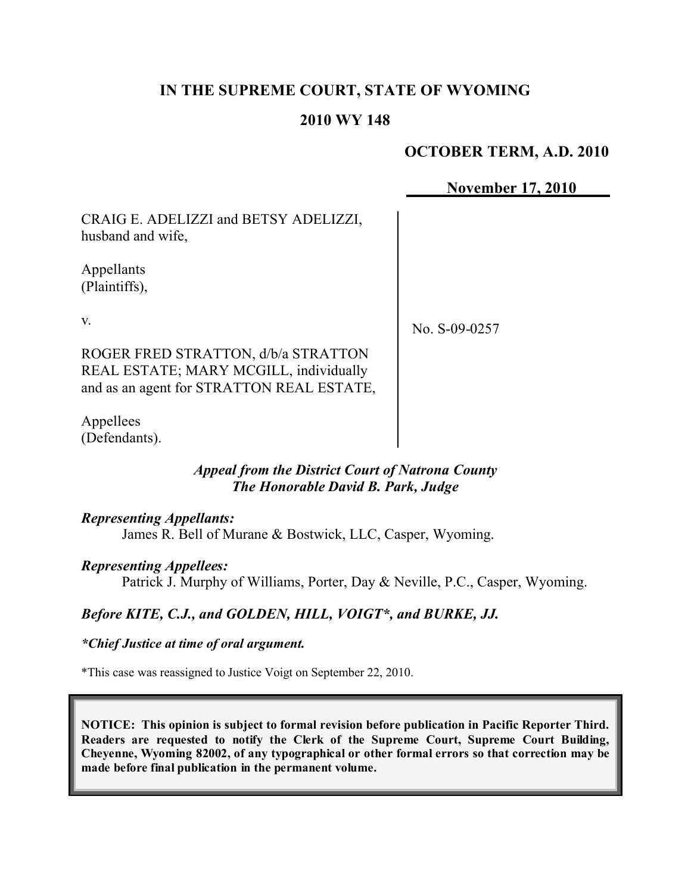# IN THE SUPREME COURT, STATE OF WYOMING

## 2010 WY 148

**OCTOBER TERM, A.D. 2010**

**November 17, 2010**

| | |
|---|---|
| CRAIG E. ADELIZZI and BETSY ADELIZZI, husband and wife,<br><br>Appellants (Plaintiffs),<br><br>v.<br><br>ROGER FRED STRATTON, d/b/a STRATTON REAL ESTATE; MARY MCGILL, individually and as an agent for STRATTON REAL ESTATE,<br><br>Appellees (Defendants). | No. S-09-0257 |

***Appeal from the District Court of Natrona County***
***The Honorable David B. Park, Judge***

***Representing Appellants:***

James R. Bell of Murane & Bostwick, LLC, Casper, Wyoming.

***Representing Appellees:***

Patrick J. Murphy of Williams, Porter, Day & Neville, P.C., Casper, Wyoming.

***Before KITE, C.J., and GOLDEN, HILL, VOIGT\*, and BURKE, JJ.***

***\*Chief Justice at time of oral argument.***

\*This case was reassigned to Justice Voigt on September 22, 2010.

**NOTICE: This opinion is subject to formal revision before publication in Pacific Reporter Third. Readers are requested to notify the Clerk of the Supreme Court, Supreme Court Building, Cheyenne, Wyoming 82002, of any typographical or other formal errors so that correction may be made before final publication in the permanent volume.**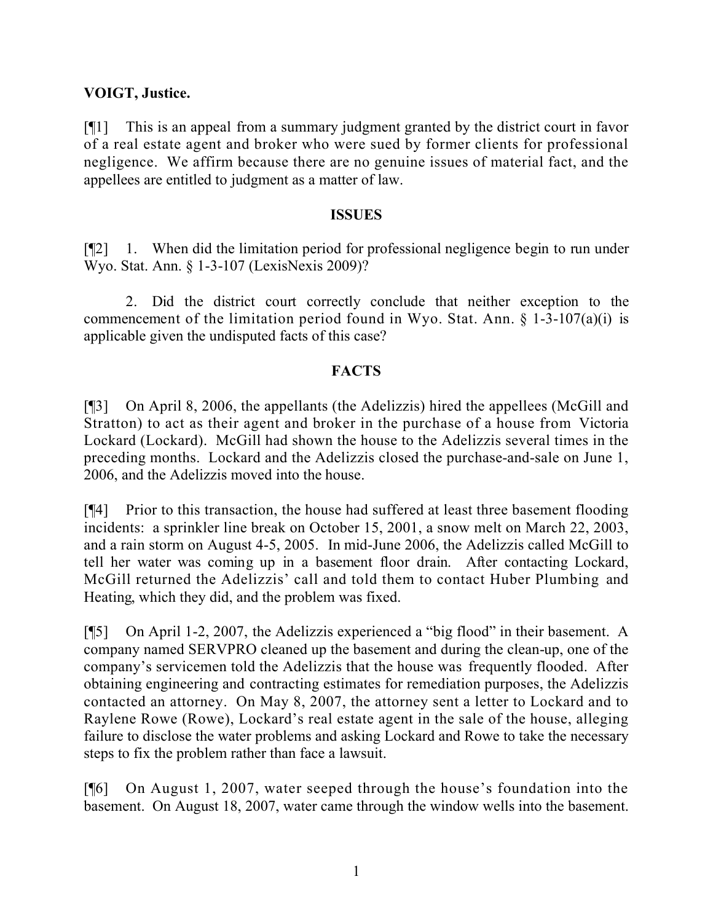**VOIGT, Justice.**

[¶1] This is an appeal from a summary judgment granted by the district court in favor of a real estate agent and broker who were sued by former clients for professional negligence. We affirm because there are no genuine issues of material fact, and the appellees are entitled to judgment as a matter of law.

## ISSUES

[¶2] 1. When did the limitation period for professional negligence begin to run under Wyo. Stat. Ann. § 1-3-107 (LexisNexis 2009)?

2. Did the district court correctly conclude that neither exception to the commencement of the limitation period found in Wyo. Stat. Ann. § 1-3-107(a)(i) is applicable given the undisputed facts of this case?

## FACTS

[¶3] On April 8, 2006, the appellants (the Adelizzis) hired the appellees (McGill and Stratton) to act as their agent and broker in the purchase of a house from Victoria Lockard (Lockard). McGill had shown the house to the Adelizzis several times in the preceding months. Lockard and the Adelizzis closed the purchase-and-sale on June 1, 2006, and the Adelizzis moved into the house.

[¶4] Prior to this transaction, the house had suffered at least three basement flooding incidents: a sprinkler line break on October 15, 2001, a snow melt on March 22, 2003, and a rain storm on August 4-5, 2005. In mid-June 2006, the Adelizzis called McGill to tell her water was coming up in a basement floor drain. After contacting Lockard, McGill returned the Adelizzis' call and told them to contact Huber Plumbing and Heating, which they did, and the problem was fixed.

[¶5] On April 1-2, 2007, the Adelizzis experienced a "big flood" in their basement. A company named SERVPRO cleaned up the basement and during the clean-up, one of the company's servicemen told the Adelizzis that the house was frequently flooded. After obtaining engineering and contracting estimates for remediation purposes, the Adelizzis contacted an attorney. On May 8, 2007, the attorney sent a letter to Lockard and to Raylene Rowe (Rowe), Lockard's real estate agent in the sale of the house, alleging failure to disclose the water problems and asking Lockard and Rowe to take the necessary steps to fix the problem rather than face a lawsuit.

[¶6] On August 1, 2007, water seeped through the house's foundation into the basement. On August 18, 2007, water came through the window wells into the basement.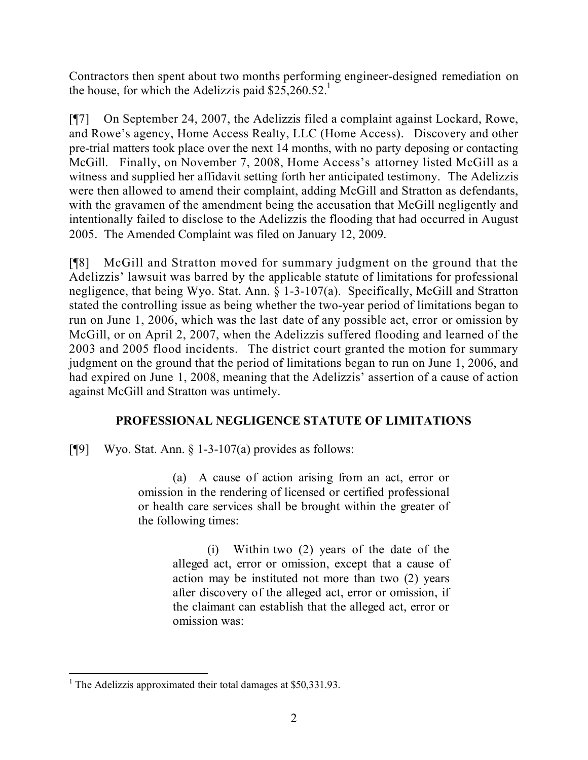Contractors then spent about two months performing engineer-designed remediation on the house, for which the Adelizzis paid $25,260.52.[1]

[¶7] On September 24, 2007, the Adelizzis filed a complaint against Lockard, Rowe, and Rowe's agency, Home Access Realty, LLC (Home Access). Discovery and other pre-trial matters took place over the next 14 months, with no party deposing or contacting McGill. Finally, on November 7, 2008, Home Access's attorney listed McGill as a witness and supplied her affidavit setting forth her anticipated testimony. The Adelizzis were then allowed to amend their complaint, adding McGill and Stratton as defendants, with the gravamen of the amendment being the accusation that McGill negligently and intentionally failed to disclose to the Adelizzis the flooding that had occurred in August 2005. The Amended Complaint was filed on January 12, 2009.

[¶8] McGill and Stratton moved for summary judgment on the ground that the Adelizzis' lawsuit was barred by the applicable statute of limitations for professional negligence, that being Wyo. Stat. Ann. § 1-3-107(a). Specifically, McGill and Stratton stated the controlling issue as being whether the two-year period of limitations began to run on June 1, 2006, which was the last date of any possible act, error or omission by McGill, or on April 2, 2007, when the Adelizzis suffered flooding and learned of the 2003 and 2005 flood incidents. The district court granted the motion for summary judgment on the ground that the period of limitations began to run on June 1, 2006, and had expired on June 1, 2008, meaning that the Adelizzis' assertion of a cause of action against McGill and Stratton was untimely.

## PROFESSIONAL NEGLIGENCE STATUTE OF LIMITATIONS

[¶9] Wyo. Stat. Ann. § 1-3-107(a) provides as follows:

> (a) A cause of action arising from an act, error or omission in the rendering of licensed or certified professional or health care services shall be brought within the greater of the following times:
>
> > (i) Within two (2) years of the date of the alleged act, error or omission, except that a cause of action may be instituted not more than two (2) years after discovery of the alleged act, error or omission, if the claimant can establish that the alleged act, error or omission was:

---

[1] The Adelizzis approximated their total damages at $50,331.93.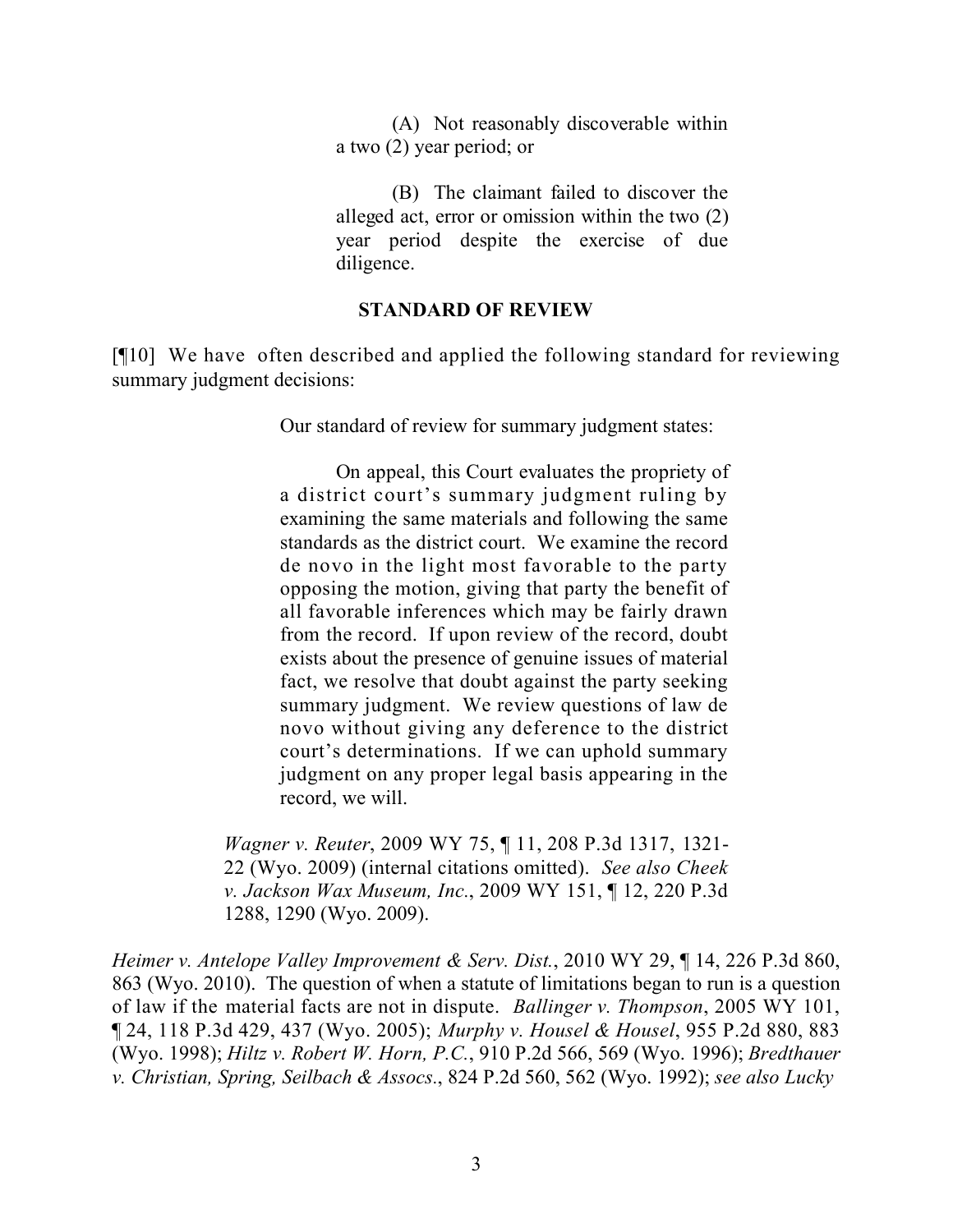> > (A) Not reasonably discoverable within a two (2) year period; or
> >
> > (B) The claimant failed to discover the alleged act, error or omission within the two (2) year period despite the exercise of due diligence.

### STANDARD OF REVIEW

[¶10] We have often described and applied the following standard for reviewing summary judgment decisions:

> Our standard of review for summary judgment states:
>
> > On appeal, this Court evaluates the propriety of a district court's summary judgment ruling by examining the same materials and following the same standards as the district court. We examine the record de novo in the light most favorable to the party opposing the motion, giving that party the benefit of all favorable inferences which may be fairly drawn from the record. If upon review of the record, doubt exists about the presence of genuine issues of material fact, we resolve that doubt against the party seeking summary judgment. We review questions of law de novo without giving any deference to the district court's determinations. If we can uphold summary judgment on any proper legal basis appearing in the record, we will.
>
> *Wagner v. Reuter*, 2009 WY 75, ¶ 11, 208 P.3d 1317, 1321-22 (Wyo. 2009) (internal citations omitted). *See also Cheek v. Jackson Wax Museum, Inc.*, 2009 WY 151, ¶ 12, 220 P.3d 1288, 1290 (Wyo. 2009).

*Heimer v. Antelope Valley Improvement & Serv. Dist.*, 2010 WY 29, ¶ 14, 226 P.3d 860, 863 (Wyo. 2010). The question of when a statute of limitations began to run is a question of law if the material facts are not in dispute. *Ballinger v. Thompson*, 2005 WY 101, ¶ 24, 118 P.3d 429, 437 (Wyo. 2005); *Murphy v. Housel & Housel*, 955 P.2d 880, 883 (Wyo. 1998); *Hiltz v. Robert W. Horn, P.C.*, 910 P.2d 566, 569 (Wyo. 1996); *Bredthauer v. Christian, Spring, Seilbach & Assocs.*, 824 P.2d 560, 562 (Wyo. 1992); *see also Lucky*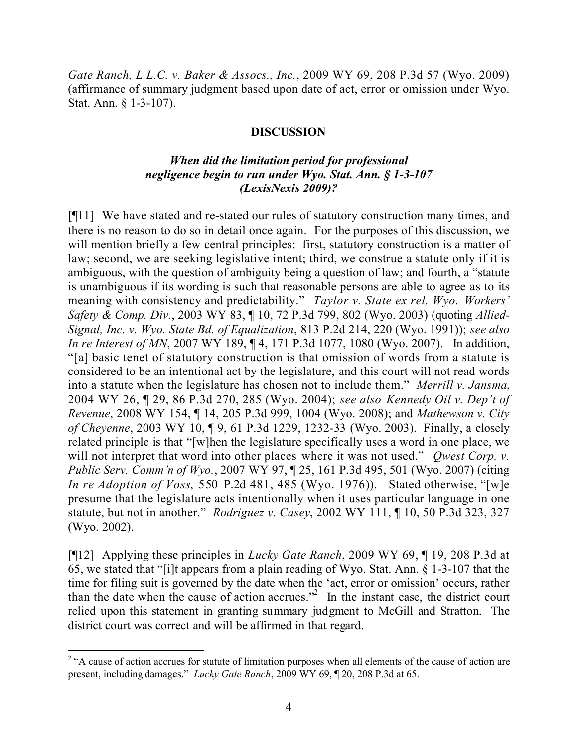*Gate Ranch, L.L.C. v. Baker & Assocs., Inc.*, 2009 WY 69, 208 P.3d 57 (Wyo. 2009) (affirmance of summary judgment based upon date of act, error or omission under Wyo. Stat. Ann. § 1-3-107).

## DISCUSSION

### *When did the limitation period for professional negligence begin to run under Wyo. Stat. Ann. § 1-3-107 (LexisNexis 2009)?*

[¶11] We have stated and re-stated our rules of statutory construction many times, and there is no reason to do so in detail once again. For the purposes of this discussion, we will mention briefly a few central principles: first, statutory construction is a matter of law; second, we are seeking legislative intent; third, we construe a statute only if it is ambiguous, with the question of ambiguity being a question of law; and fourth, a "statute is unambiguous if its wording is such that reasonable persons are able to agree as to its meaning with consistency and predictability." *Taylor v. State ex rel. Wyo. Workers' Safety & Comp. Div.*, 2003 WY 83, ¶ 10, 72 P.3d 799, 802 (Wyo. 2003) (quoting *Allied-Signal, Inc. v. Wyo. State Bd. of Equalization*, 813 P.2d 214, 220 (Wyo. 1991)); *see also In re Interest of MN*, 2007 WY 189, ¶ 4, 171 P.3d 1077, 1080 (Wyo. 2007). In addition, "[a] basic tenet of statutory construction is that omission of words from a statute is considered to be an intentional act by the legislature, and this court will not read words into a statute when the legislature has chosen not to include them." *Merrill v. Jansma*, 2004 WY 26, ¶ 29, 86 P.3d 270, 285 (Wyo. 2004); *see also Kennedy Oil v. Dep't of Revenue*, 2008 WY 154, ¶ 14, 205 P.3d 999, 1004 (Wyo. 2008); and *Mathewson v. City of Cheyenne*, 2003 WY 10, ¶ 9, 61 P.3d 1229, 1232-33 (Wyo. 2003). Finally, a closely related principle is that "[w]hen the legislature specifically uses a word in one place, we will not interpret that word into other places where it was not used." *Qwest Corp. v. Public Serv. Comm'n of Wyo.*, 2007 WY 97, ¶ 25, 161 P.3d 495, 501 (Wyo. 2007) (citing *In re Adoption of Voss*, 550 P.2d 481, 485 (Wyo. 1976)). Stated otherwise, "[w]e presume that the legislature acts intentionally when it uses particular language in one statute, but not in another." *Rodriguez v. Casey*, 2002 WY 111, ¶ 10, 50 P.3d 323, 327 (Wyo. 2002).

[¶12] Applying these principles in *Lucky Gate Ranch*, 2009 WY 69, ¶ 19, 208 P.3d at 65, we stated that "[i]t appears from a plain reading of Wyo. Stat. Ann. § 1-3-107 that the time for filing suit is governed by the date when the 'act, error or omission' occurs, rather than the date when the cause of action accrues."[2] In the instant case, the district court relied upon this statement in granting summary judgment to McGill and Stratton. The district court was correct and will be affirmed in that regard.

[2] "A cause of action accrues for statute of limitation purposes when all elements of the cause of action are present, including damages." *Lucky Gate Ranch*, 2009 WY 69, ¶ 20, 208 P.3d at 65.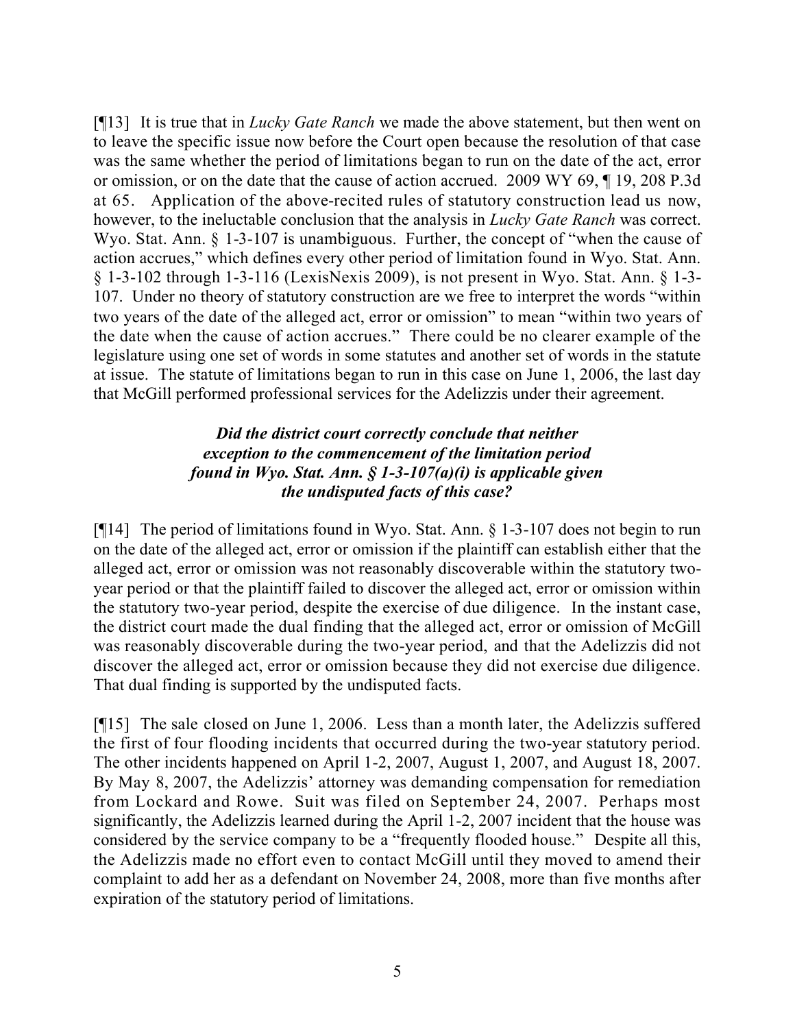[¶13] It is true that in *Lucky Gate Ranch* we made the above statement, but then went on to leave the specific issue now before the Court open because the resolution of that case was the same whether the period of limitations began to run on the date of the act, error or omission, or on the date that the cause of action accrued. 2009 WY 69, ¶ 19, 208 P.3d at 65. Application of the above-recited rules of statutory construction lead us now, however, to the ineluctable conclusion that the analysis in *Lucky Gate Ranch* was correct. Wyo. Stat. Ann. § 1-3-107 is unambiguous. Further, the concept of "when the cause of action accrues," which defines every other period of limitation found in Wyo. Stat. Ann. § 1-3-102 through 1-3-116 (LexisNexis 2009), is not present in Wyo. Stat. Ann. § 1-3-107. Under no theory of statutory construction are we free to interpret the words "within two years of the date of the alleged act, error or omission" to mean "within two years of the date when the cause of action accrues." There could be no clearer example of the legislature using one set of words in some statutes and another set of words in the statute at issue. The statute of limitations began to run in this case on June 1, 2006, the last day that McGill performed professional services for the Adelizzis under their agreement.

***Did the district court correctly conclude that neither exception to the commencement of the limitation period found in Wyo. Stat. Ann. § 1-3-107(a)(i) is applicable given the undisputed facts of this case?***

[¶14] The period of limitations found in Wyo. Stat. Ann. § 1-3-107 does not begin to run on the date of the alleged act, error or omission if the plaintiff can establish either that the alleged act, error or omission was not reasonably discoverable within the statutory two-year period or that the plaintiff failed to discover the alleged act, error or omission within the statutory two-year period, despite the exercise of due diligence. In the instant case, the district court made the dual finding that the alleged act, error or omission of McGill was reasonably discoverable during the two-year period, and that the Adelizzis did not discover the alleged act, error or omission because they did not exercise due diligence. That dual finding is supported by the undisputed facts.

[¶15] The sale closed on June 1, 2006. Less than a month later, the Adelizzis suffered the first of four flooding incidents that occurred during the two-year statutory period. The other incidents happened on April 1-2, 2007, August 1, 2007, and August 18, 2007. By May 8, 2007, the Adelizzis' attorney was demanding compensation for remediation from Lockard and Rowe. Suit was filed on September 24, 2007. Perhaps most significantly, the Adelizzis learned during the April 1-2, 2007 incident that the house was considered by the service company to be a "frequently flooded house." Despite all this, the Adelizzis made no effort even to contact McGill until they moved to amend their complaint to add her as a defendant on November 24, 2008, more than five months after expiration of the statutory period of limitations.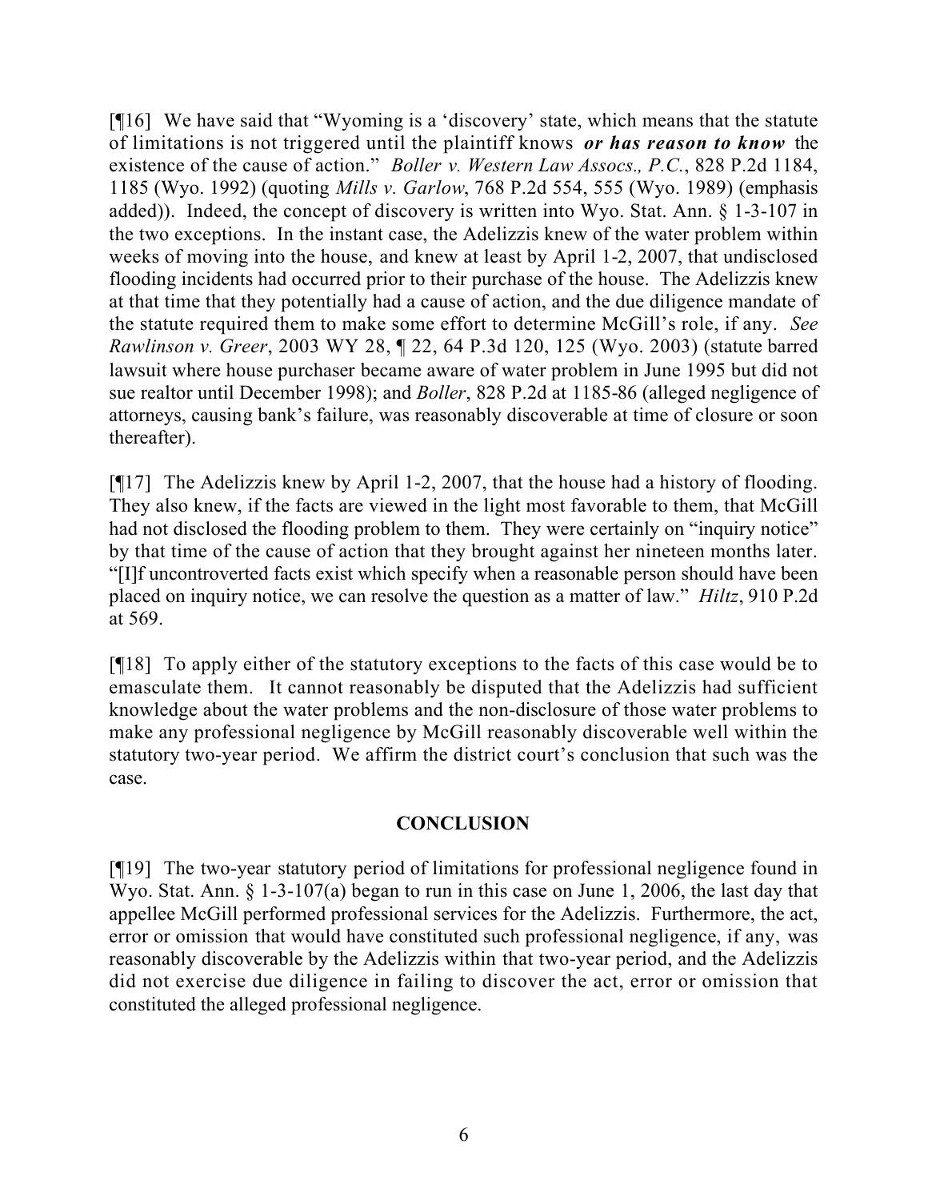[¶16] We have said that "Wyoming is a 'discovery' state, which means that the statute of limitations is not triggered until the plaintiff knows ***or has reason to know*** the existence of the cause of action." *Boller v. Western Law Assocs., P.C.*, 828 P.2d 1184, 1185 (Wyo. 1992) (quoting *Mills v. Garlow*, 768 P.2d 554, 555 (Wyo. 1989) (emphasis added)). Indeed, the concept of discovery is written into Wyo. Stat. Ann. § 1-3-107 in the two exceptions. In the instant case, the Adelizzis knew of the water problem within weeks of moving into the house, and knew at least by April 1-2, 2007, that undisclosed flooding incidents had occurred prior to their purchase of the house. The Adelizzis knew at that time that they potentially had a cause of action, and the due diligence mandate of the statute required them to make some effort to determine McGill's role, if any. *See Rawlinson v. Greer*, 2003 WY 28, ¶ 22, 64 P.3d 120, 125 (Wyo. 2003) (statute barred lawsuit where house purchaser became aware of water problem in June 1995 but did not sue realtor until December 1998); and *Boller*, 828 P.2d at 1185-86 (alleged negligence of attorneys, causing bank's failure, was reasonably discoverable at time of closure or soon thereafter).

[¶17] The Adelizzis knew by April 1-2, 2007, that the house had a history of flooding. They also knew, if the facts are viewed in the light most favorable to them, that McGill had not disclosed the flooding problem to them. They were certainly on "inquiry notice" by that time of the cause of action that they brought against her nineteen months later. "[I]f uncontroverted facts exist which specify when a reasonable person should have been placed on inquiry notice, we can resolve the question as a matter of law." *Hiltz*, 910 P.2d at 569.

[¶18] To apply either of the statutory exceptions to the facts of this case would be to emasculate them. It cannot reasonably be disputed that the Adelizzis had sufficient knowledge about the water problems and the non-disclosure of those water problems to make any professional negligence by McGill reasonably discoverable well within the statutory two-year period. We affirm the district court's conclusion that such was the case.

## CONCLUSION

[¶19] The two-year statutory period of limitations for professional negligence found in Wyo. Stat. Ann. § 1-3-107(a) began to run in this case on June 1, 2006, the last day that appellee McGill performed professional services for the Adelizzis. Furthermore, the act, error or omission that would have constituted such professional negligence, if any, was reasonably discoverable by the Adelizzis within that two-year period, and the Adelizzis did not exercise due diligence in failing to discover the act, error or omission that constituted the alleged professional negligence.